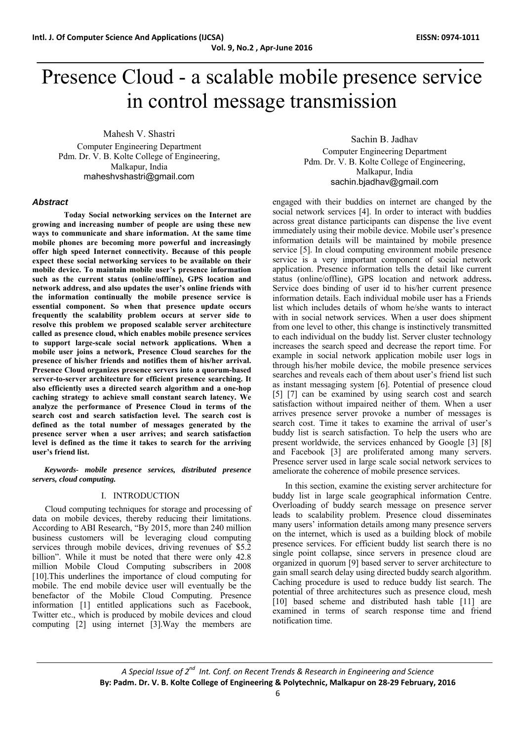# Presence Cloud - a scalable mobile presence service in control message transmission

Mahesh V. Shastri
Computer Engineering Department
Pdm. Dr. V. B. Kolte College of Engineering,
Malkapur, India
maheshvshastri@gmail.com

Sachin B. Jadhav
Computer Engineering Department
Pdm. Dr. V. B. Kolte College of Engineering,
Malkapur, India
sachin.bjadhav@gmail.com

### *Abstract*

**Today Social networking services on the Internet are growing and increasing number of people are using these new ways to communicate and share information. At the same time mobile phones are becoming more powerful and increasingly offer high speed Internet connectivity. Because of this people expect these social networking services to be available on their mobile device. To maintain mobile user's presence information such as the current status (online/offline), GPS location and network address, and also updates the user's online friends with the information continually the mobile presence service is essential component. So when that presence update occurs frequently the scalability problem occurs at server side to resolve this problem we proposed scalable server architecture called as presence cloud, which enables mobile presence services to support large-scale social network applications. When a mobile user joins a network, Presence Cloud searches for the presence of his/her friends and notifies them of his/her arrival. Presence Cloud organizes presence servers into a quorum-based server-to-server architecture for efficient presence searching. It also efficiently uses a directed search algorithm and a one-hop caching strategy to achieve small constant search latency. We analyze the performance of Presence Cloud in terms of the search cost and search satisfaction level. The search cost is defined as the total number of messages generated by the presence server when a user arrives; and search satisfaction level is defined as the time it takes to search for the arriving user's friend list.**

***Keywords- mobile presence services, distributed presence servers, cloud computing.***

## I. INTRODUCTION

Cloud computing techniques for storage and processing of data on mobile devices, thereby reducing their limitations. According to ABI Research, "By 2015, more than 240 million business customers will be leveraging cloud computing services through mobile devices, driving revenues of $5.2 billion". While it must be noted that there were only 42.8 million Mobile Cloud Computing subscribers in 2008 [10].This underlines the importance of cloud computing for mobile. The end mobile device user will eventually be the benefactor of the Mobile Cloud Computing. Presence information [1] entitled applications such as Facebook, Twitter etc., which is produced by mobile devices and cloud computing [2] using internet [3].Way the members are engaged with their buddies on internet are changed by the social network services [4]. In order to interact with buddies across great distance participants can dispense the live event immediately using their mobile device. Mobile user's presence information details will be maintained by mobile presence service [5]. In cloud computing environment mobile presence service is a very important component of social network application. Presence information tells the detail like current status (online/offline), GPS location and network address**.** Service does binding of user id to his/her current presence information details. Each individual mobile user has a Friends list which includes details of whom he/she wants to interact with in social network services. When a user does shipment from one level to other, this change is instinctively transmitted to each individual on the buddy list. Server cluster technology increases the search speed and decrease the report time. For example in social network application mobile user logs in through his/her mobile device, the mobile presence services searches and reveals each of them about user's friend list such as instant messaging system [6]. Potential of presence cloud [5] [7] can be examined by using search cost and search satisfaction without impaired neither of them. When a user arrives presence server provoke a number of messages is search cost. Time it takes to examine the arrival of user's buddy list is search satisfaction. To help the users who are present worldwide, the services enhanced by Google [3] [8] and Facebook [3] are proliferated among many servers. Presence server used in large scale social network services to ameliorate the coherence of mobile presence services.

In this section, examine the existing server architecture for buddy list in large scale geographical information Centre. Overloading of buddy search message on presence server leads to scalability problem. Presence cloud disseminates many users' information details among many presence servers on the internet, which is used as a building block of mobile presence services. For efficient buddy list search there is no single point collapse, since servers in presence cloud are organized in quorum [9] based server to server architecture to gain small search delay using directed buddy search algorithm. Caching procedure is used to reduce buddy list search. The potential of three architectures such as presence cloud, mesh [10] based scheme and distributed hash table [11] are examined in terms of search response time and friend notification time.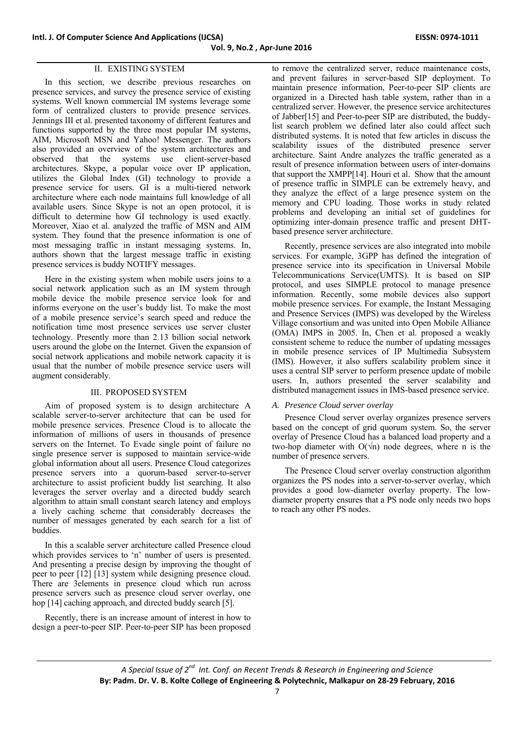## II. EXISTING SYSTEM

In this section, we describe previous researches on presence services, and survey the presence service of existing systems. Well known commercial IM systems leverage some form of centralized clusters to provide presence services. Jennings III et al. presented taxonomy of different features and functions supported by the three most popular IM systems, AIM, Microsoft MSN and Yahoo! Messenger. The authors also provided an overview of the system architectures and observed that the systems use client-server-based architectures. Skype, a popular voice over IP application, utilizes the Global Index (GI) technology to provide a presence service for users. GI is a multi-tiered network architecture where each node maintains full knowledge of all available users. Since Skype is not an open protocol, it is difficult to determine how GI technology is used exactly. Moreover, Xiao et al. analyzed the traffic of MSN and AIM system. They found that the presence information is one of most messaging traffic in instant messaging systems. In, authors shown that the largest message traffic in existing presence services is buddy NOTIFY messages.

Here in the existing system when mobile users joins to a social network application such as an IM system through mobile device the mobile presence service look for and informs everyone on the user's buddy list. To make the most of a mobile presence service's search speed and reduce the notification time most presence services use server cluster technology. Presently more than 2.13 billion social network users around the globe on the Internet. Given the expansion of social network applications and mobile network capacity it is usual that the number of mobile presence service users will augment considerably.

## III. PROPOSED SYSTEM

Aim of proposed system is to design architecture A scalable server-to-server architecture that can be used for mobile presence services. Presence Cloud is to allocate the information of millions of users in thousands of presence servers on the Internet. To Evade single point of failure no single presence server is supposed to maintain service-wide global information about all users. Presence Cloud categorizes presence servers into a quorum-based server-to-server architecture to assist proficient buddy list searching. It also leverages the server overlay and a directed buddy search algorithm to attain small constant search latency and employs a lively caching scheme that considerably decreases the number of messages generated by each search for a list of buddies.

In this a scalable server architecture called Presence cloud which provides services to 'n' number of users is presented. And presenting a precise design by improving the thought of peer to peer [12] [13] system while designing presence cloud. There are 3elements in presence cloud which run across presence servers such as presence cloud server overlay, one hop [14] caching approach, and directed buddy search [5].

Recently, there is an increase amount of interest in how to design a peer-to-peer SIP. Peer-to-peer SIP has been proposed to remove the centralized server, reduce maintenance costs, and prevent failures in server-based SIP deployment. To maintain presence information, Peer-to-peer SIP clients are organized in a Directed hash table system, rather than in a centralized server. However, the presence service architectures of Jabber[15] and Peer-to-peer SIP are distributed, the buddy-list search problem we defined later also could affect such distributed systems. It is noted that few articles in discuss the scalability issues of the distributed presence server architecture. Saint Andre analyzes the traffic generated as a result of presence information between users of inter-domains that support the XMPP[14]. Houri et al. Show that the amount of presence traffic in SIMPLE can be extremely heavy, and they analyze the effect of a large presence system on the memory and CPU loading. Those works in study related problems and developing an initial set of guidelines for optimizing inter-domain presence traffic and present DHT-based presence server architecture.

Recently, presence services are also integrated into mobile services. For example, 3GPP has defined the integration of presence service into its specification in Universal Mobile Telecommunications Service(UMTS). It is based on SIP protocol, and uses SIMPLE protocol to manage presence information. Recently, some mobile devices also support mobile presence services. For example, the Instant Messaging and Presence Services (IMPS) was developed by the Wireless Village consortium and was united into Open Mobile Alliance (OMA) IMPS in 2005. In, Chen et al. proposed a weakly consistent scheme to reduce the number of updating messages in mobile presence services of IP Multimedia Subsystem (IMS). However, it also suffers scalability problem since it uses a central SIP server to perform presence update of mobile users. In, authors presented the server scalability and distributed management issues in IMS-based presence service.

### *A. Presence Cloud server overlay*

Presence Cloud server overlay organizes presence servers based on the concept of grid quorum system. So, the server overlay of Presence Cloud has a balanced load property and a two-hop diameter with $O(\sqrt{n})$ node degrees, where n is the number of presence servers.

The Presence Cloud server overlay construction algorithm organizes the PS nodes into a server-to-server overlay, which provides a good low-diameter overlay property. The low-diameter property ensures that a PS node only needs two hops to reach any other PS nodes.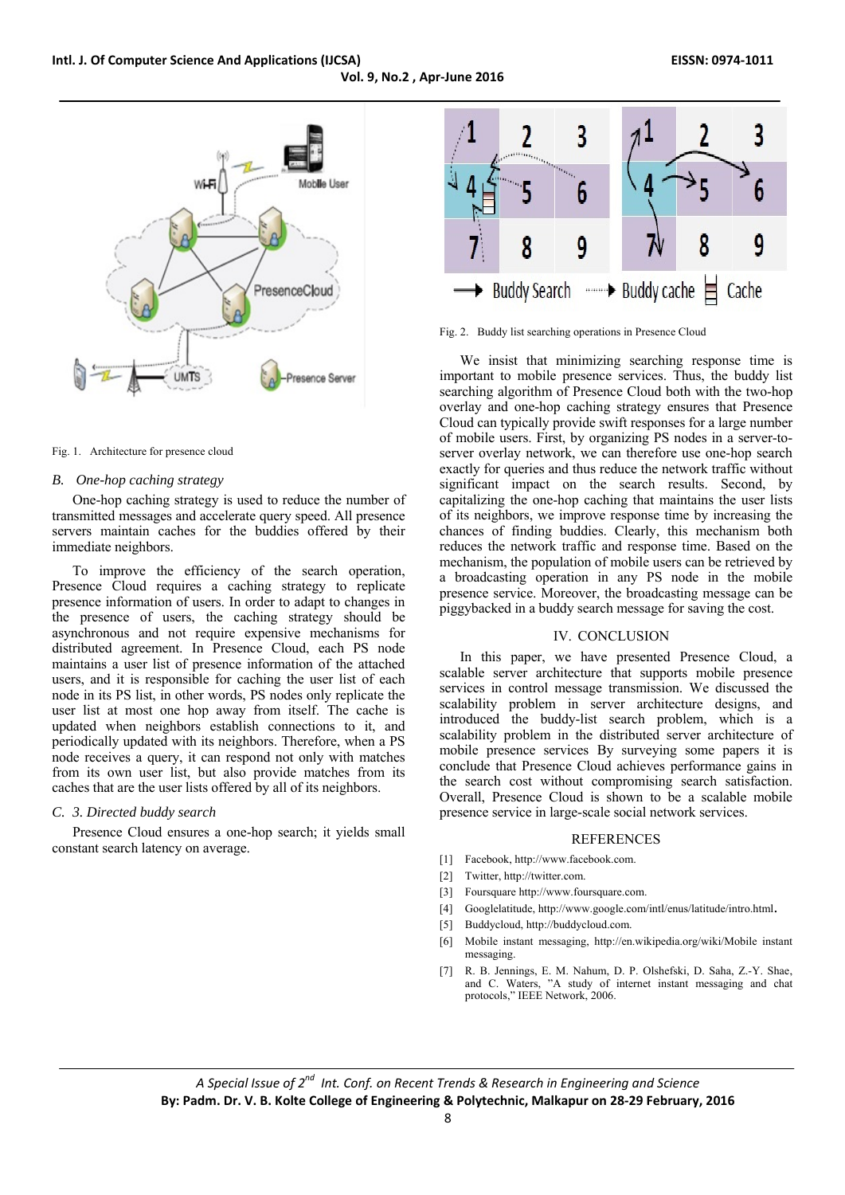Fig. 1. Architecture for presence cloud

### B. One-hop caching strategy

One-hop caching strategy is used to reduce the number of transmitted messages and accelerate query speed. All presence servers maintain caches for the buddies offered by their immediate neighbors.

To improve the efficiency of the search operation, Presence Cloud requires a caching strategy to replicate presence information of users. In order to adapt to changes in the presence of users, the caching strategy should be asynchronous and not require expensive mechanisms for distributed agreement. In Presence Cloud, each PS node maintains a user list of presence information of the attached users, and it is responsible for caching the user list of each node in its PS list, in other words, PS nodes only replicate the user list at most one hop away from itself. The cache is updated when neighbors establish connections to it, and periodically updated with its neighbors. Therefore, when a PS node receives a query, it can respond not only with matches from its own user list, but also provide matches from its caches that are the user lists offered by all of its neighbors.

### C. 3. Directed buddy search

Presence Cloud ensures a one-hop search; it yields small constant search latency on average.

Fig. 2. Buddy list searching operations in Presence Cloud

We insist that minimizing searching response time is important to mobile presence services. Thus, the buddy list searching algorithm of Presence Cloud both with the two-hop overlay and one-hop caching strategy ensures that Presence Cloud can typically provide swift responses for a large number of mobile users. First, by organizing PS nodes in a server-to-server overlay network, we can therefore use one-hop search exactly for queries and thus reduce the network traffic without significant impact on the search results. Second, by capitalizing the one-hop caching that maintains the user lists of its neighbors, we improve response time by increasing the chances of finding buddies. Clearly, this mechanism both reduces the network traffic and response time. Based on the mechanism, the population of mobile users can be retrieved by a broadcasting operation in any PS node in the mobile presence service. Moreover, the broadcasting message can be piggybacked in a buddy search message for saving the cost.

## IV. CONCLUSION

In this paper, we have presented Presence Cloud, a scalable server architecture that supports mobile presence services in control message transmission. We discussed the scalability problem in server architecture designs, and introduced the buddy-list search problem, which is a scalability problem in the distributed server architecture of mobile presence services By surveying some papers it is conclude that Presence Cloud achieves performance gains in the search cost without compromising search satisfaction. Overall, Presence Cloud is shown to be a scalable mobile presence service in large-scale social network services.

## REFERENCES

[1] Facebook, http://www.facebook.com.

[2] Twitter, http://twitter.com.

[3] Foursquare http://www.foursquare.com.

[4] Googlelatitude, http://www.google.com/intl/enus/latitude/intro.html.

[5] Buddycloud, http://buddycloud.com.

[6] Mobile instant messaging, http://en.wikipedia.org/wiki/Mobile instant messaging.

[7] R. B. Jennings, E. M. Nahum, D. P. Olshefski, D. Saha, Z.-Y. Shae, and C. Waters, "A study of internet instant messaging and chat protocols," IEEE Network, 2006.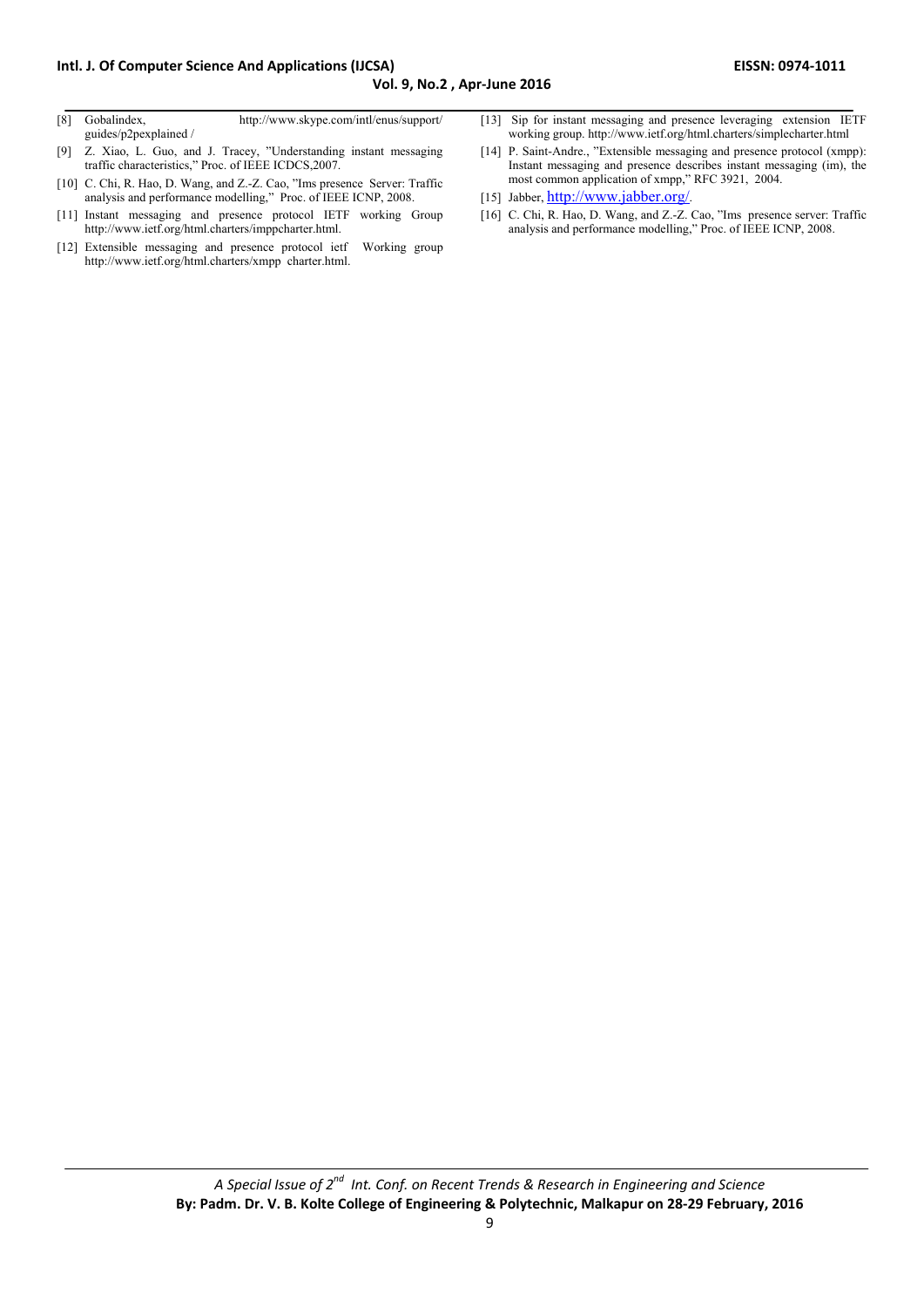[8] Gobalindex, http://www.skype.com/intl/enus/support/guides/p2pexplained /

[9] Z. Xiao, L. Guo, and J. Tracey, "Understanding instant messaging traffic characteristics," Proc. of IEEE ICDCS,2007.

[10] C. Chi, R. Hao, D. Wang, and Z.-Z. Cao, "Ims presence Server: Traffic analysis and performance modelling," Proc. of IEEE ICNP, 2008.

[11] Instant messaging and presence protocol IETF working Group http://www.ietf.org/html.charters/imppcharter.html.

[12] Extensible messaging and presence protocol ietf Working group http://www.ietf.org/html.charters/xmpp charter.html.

[13] Sip for instant messaging and presence leveraging extension IETF working group. http://www.ietf.org/html.charters/simplecharter.html

[14] P. Saint-Andre., "Extensible messaging and presence protocol (xmpp): Instant messaging and presence describes instant messaging (im), the most common application of xmpp," RFC 3921, 2004.

[15] Jabber, http://www.jabber.org/.

[16] C. Chi, R. Hao, D. Wang, and Z.-Z. Cao, "Ims presence server: Traffic analysis and performance modelling," Proc. of IEEE ICNP, 2008.